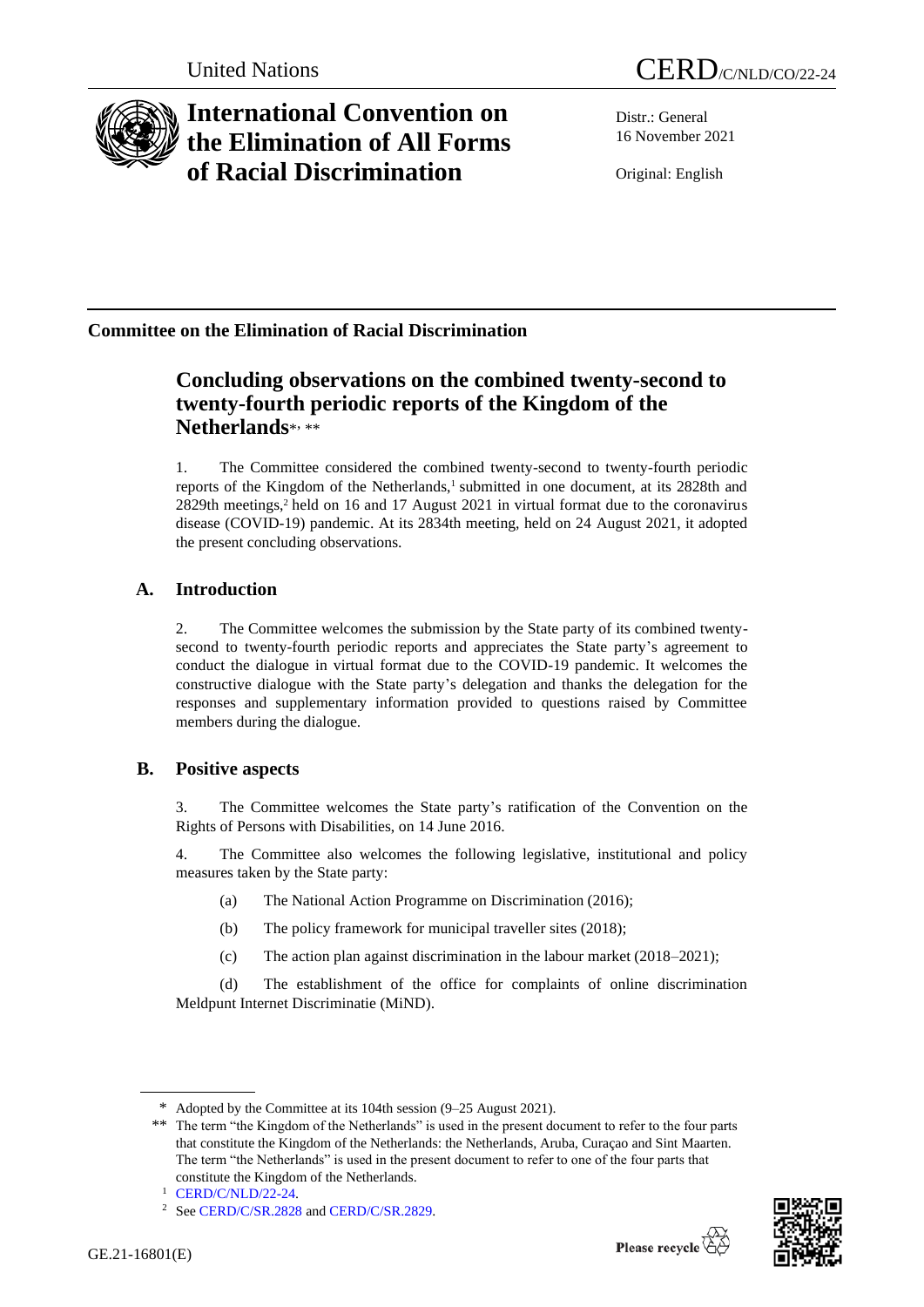United Nations

CERD/C/NLD/CO/22-24

# International Convention on the Elimination of All Forms of Racial Discrimination

Distr.: General
16 November 2021

Original: English

## Committee on the Elimination of Racial Discrimination

## Concluding observations on the combined twenty-second to twenty-fourth periodic reports of the Kingdom of the Netherlands*, **

1. The Committee considered the combined twenty-second to twenty-fourth periodic reports of the Kingdom of the Netherlands,[1] submitted in one document, at its 2828th and 2829th meetings,[2] held on 16 and 17 August 2021 in virtual format due to the coronavirus disease (COVID-19) pandemic. At its 2834th meeting, held on 24 August 2021, it adopted the present concluding observations.

## A. Introduction

2. The Committee welcomes the submission by the State party of its combined twenty-second to twenty-fourth periodic reports and appreciates the State party's agreement to conduct the dialogue in virtual format due to the COVID-19 pandemic. It welcomes the constructive dialogue with the State party's delegation and thanks the delegation for the responses and supplementary information provided to questions raised by Committee members during the dialogue.

## B. Positive aspects

3. The Committee welcomes the State party's ratification of the Convention on the Rights of Persons with Disabilities, on 14 June 2016.

4. The Committee also welcomes the following legislative, institutional and policy measures taken by the State party:

(a) The National Action Programme on Discrimination (2016);

(b) The policy framework for municipal traveller sites (2018);

(c) The action plan against discrimination in the labour market (2018–2021);

(d) The establishment of the office for complaints of online discrimination Meldpunt Internet Discriminatie (MiND).

---

\* Adopted by the Committee at its 104th session (9–25 August 2021).

\*\* The term "the Kingdom of the Netherlands" is used in the present document to refer to the four parts that constitute the Kingdom of the Netherlands: the Netherlands, Aruba, Curaçao and Sint Maarten. The term "the Netherlands" is used in the present document to refer to one of the four parts that constitute the Kingdom of the Netherlands.

[1] CERD/C/NLD/22-24.

[2] See CERD/C/SR.2828 and CERD/C/SR.2829.

GE.21-16801(E)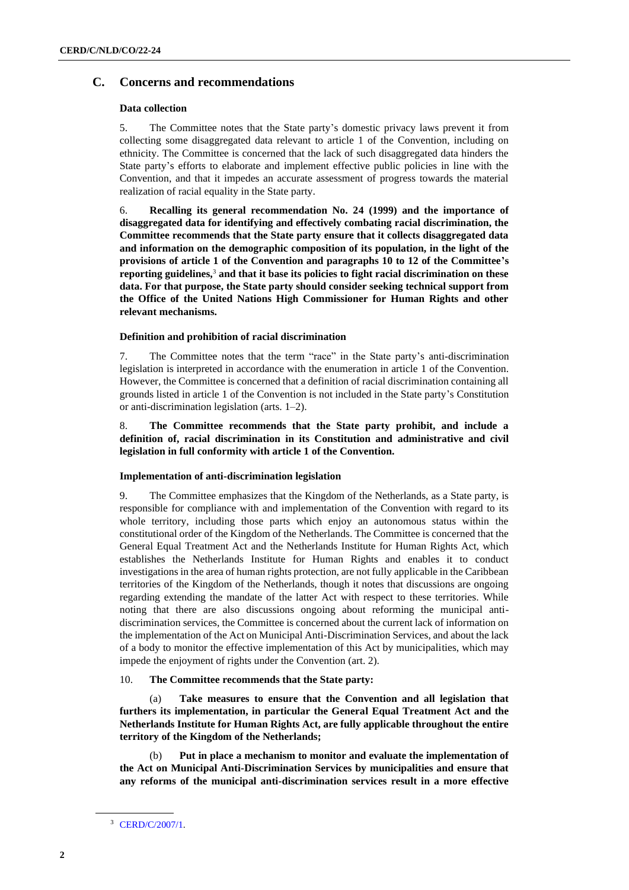## C. Concerns and recommendations

### Data collection

5. The Committee notes that the State party's domestic privacy laws prevent it from collecting some disaggregated data relevant to article 1 of the Convention, including on ethnicity. The Committee is concerned that the lack of such disaggregated data hinders the State party's efforts to elaborate and implement effective public policies in line with the Convention, and that it impedes an accurate assessment of progress towards the material realization of racial equality in the State party.

6. **Recalling its general recommendation No. 24 (1999) and the importance of disaggregated data for identifying and effectively combating racial discrimination, the Committee recommends that the State party ensure that it collects disaggregated data and information on the demographic composition of its population, in the light of the provisions of article 1 of the Convention and paragraphs 10 to 12 of the Committee's reporting guidelines,**[3] **and that it base its policies to fight racial discrimination on these data. For that purpose, the State party should consider seeking technical support from the Office of the United Nations High Commissioner for Human Rights and other relevant mechanisms.**

### Definition and prohibition of racial discrimination

7. The Committee notes that the term "race" in the State party's anti-discrimination legislation is interpreted in accordance with the enumeration in article 1 of the Convention. However, the Committee is concerned that a definition of racial discrimination containing all grounds listed in article 1 of the Convention is not included in the State party's Constitution or anti-discrimination legislation (arts. 1–2).

8. **The Committee recommends that the State party prohibit, and include a definition of, racial discrimination in its Constitution and administrative and civil legislation in full conformity with article 1 of the Convention.**

### Implementation of anti-discrimination legislation

9. The Committee emphasizes that the Kingdom of the Netherlands, as a State party, is responsible for compliance with and implementation of the Convention with regard to its whole territory, including those parts which enjoy an autonomous status within the constitutional order of the Kingdom of the Netherlands. The Committee is concerned that the General Equal Treatment Act and the Netherlands Institute for Human Rights Act, which establishes the Netherlands Institute for Human Rights and enables it to conduct investigations in the area of human rights protection, are not fully applicable in the Caribbean territories of the Kingdom of the Netherlands, though it notes that discussions are ongoing regarding extending the mandate of the latter Act with respect to these territories. While noting that there are also discussions ongoing about reforming the municipal anti-discrimination services, the Committee is concerned about the current lack of information on the implementation of the Act on Municipal Anti-Discrimination Services, and about the lack of a body to monitor the effective implementation of this Act by municipalities, which may impede the enjoyment of rights under the Convention (art. 2).

10. **The Committee recommends that the State party:**

(a) **Take measures to ensure that the Convention and all legislation that furthers its implementation, in particular the General Equal Treatment Act and the Netherlands Institute for Human Rights Act, are fully applicable throughout the entire territory of the Kingdom of the Netherlands;**

(b) **Put in place a mechanism to monitor and evaluate the implementation of the Act on Municipal Anti-Discrimination Services by municipalities and ensure that any reforms of the municipal anti-discrimination services result in a more effective**

---

[3] CERD/C/2007/1.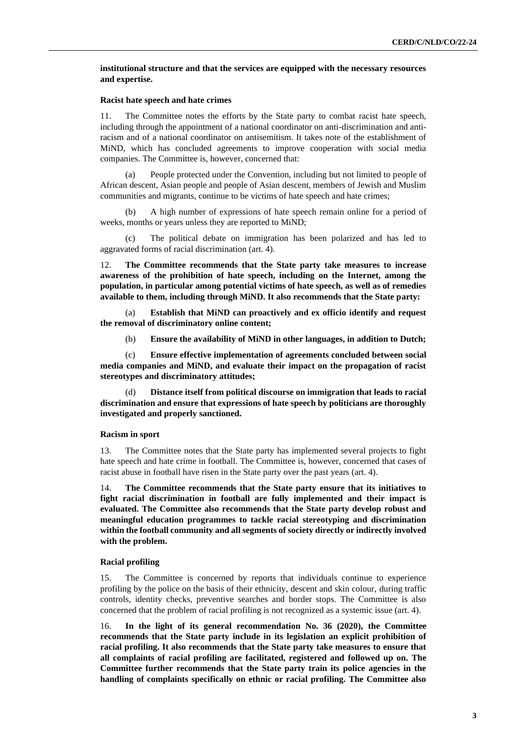**institutional structure and that the services are equipped with the necessary resources and expertise.**

#### Racist hate speech and hate crimes

11. The Committee notes the efforts by the State party to combat racist hate speech, including through the appointment of a national coordinator on anti-discrimination and anti-racism and of a national coordinator on antisemitism. It takes note of the establishment of MiND, which has concluded agreements to improve cooperation with social media companies. The Committee is, however, concerned that:

(a) People protected under the Convention, including but not limited to people of African descent, Asian people and people of Asian descent, members of Jewish and Muslim communities and migrants, continue to be victims of hate speech and hate crimes;

(b) A high number of expressions of hate speech remain online for a period of weeks, months or years unless they are reported to MiND;

(c) The political debate on immigration has been polarized and has led to aggravated forms of racial discrimination (art. 4).

12. **The Committee recommends that the State party take measures to increase awareness of the prohibition of hate speech, including on the Internet, among the population, in particular among potential victims of hate speech, as well as of remedies available to them, including through MiND. It also recommends that the State party:**

(a) **Establish that MiND can proactively and ex officio identify and request the removal of discriminatory online content;**

(b) **Ensure the availability of MiND in other languages, in addition to Dutch;**

(c) **Ensure effective implementation of agreements concluded between social media companies and MiND, and evaluate their impact on the propagation of racist stereotypes and discriminatory attitudes;**

(d) **Distance itself from political discourse on immigration that leads to racial discrimination and ensure that expressions of hate speech by politicians are thoroughly investigated and properly sanctioned.**

#### Racism in sport

13. The Committee notes that the State party has implemented several projects to fight hate speech and hate crime in football. The Committee is, however, concerned that cases of racist abuse in football have risen in the State party over the past years (art. 4).

14. **The Committee recommends that the State party ensure that its initiatives to fight racial discrimination in football are fully implemented and their impact is evaluated. The Committee also recommends that the State party develop robust and meaningful education programmes to tackle racial stereotyping and discrimination within the football community and all segments of society directly or indirectly involved with the problem.**

#### Racial profiling

15. The Committee is concerned by reports that individuals continue to experience profiling by the police on the basis of their ethnicity, descent and skin colour, during traffic controls, identity checks, preventive searches and border stops. The Committee is also concerned that the problem of racial profiling is not recognized as a systemic issue (art. 4).

16. **In the light of its general recommendation No. 36 (2020), the Committee recommends that the State party include in its legislation an explicit prohibition of racial profiling. It also recommends that the State party take measures to ensure that all complaints of racial profiling are facilitated, registered and followed up on. The Committee further recommends that the State party train its police agencies in the handling of complaints specifically on ethnic or racial profiling. The Committee also**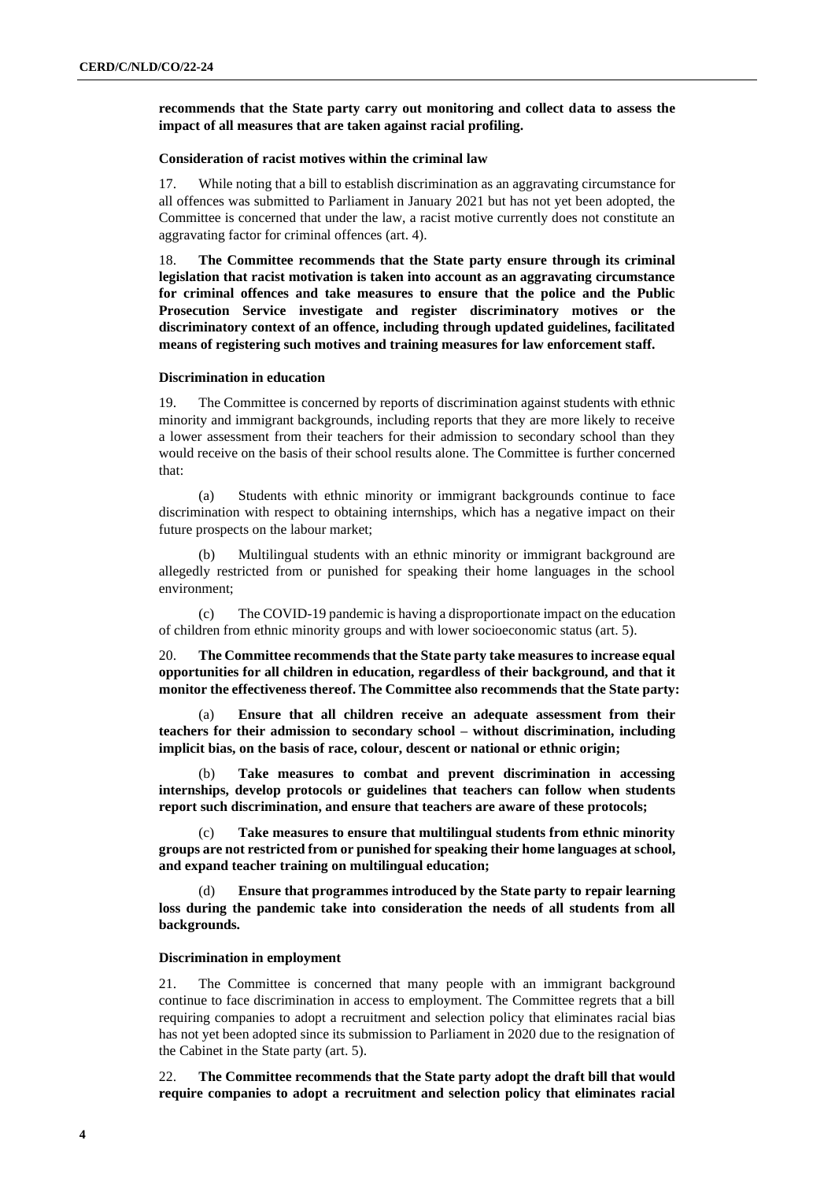**recommends that the State party carry out monitoring and collect data to assess the impact of all measures that are taken against racial profiling.**

### Consideration of racist motives within the criminal law

17. While noting that a bill to establish discrimination as an aggravating circumstance for all offences was submitted to Parliament in January 2021 but has not yet been adopted, the Committee is concerned that under the law, a racist motive currently does not constitute an aggravating factor for criminal offences (art. 4).

18. **The Committee recommends that the State party ensure through its criminal legislation that racist motivation is taken into account as an aggravating circumstance for criminal offences and take measures to ensure that the police and the Public Prosecution Service investigate and register discriminatory motives or the discriminatory context of an offence, including through updated guidelines, facilitated means of registering such motives and training measures for law enforcement staff.**

### Discrimination in education

19. The Committee is concerned by reports of discrimination against students with ethnic minority and immigrant backgrounds, including reports that they are more likely to receive a lower assessment from their teachers for their admission to secondary school than they would receive on the basis of their school results alone. The Committee is further concerned that:

(a) Students with ethnic minority or immigrant backgrounds continue to face discrimination with respect to obtaining internships, which has a negative impact on their future prospects on the labour market;

(b) Multilingual students with an ethnic minority or immigrant background are allegedly restricted from or punished for speaking their home languages in the school environment;

(c) The COVID-19 pandemic is having a disproportionate impact on the education of children from ethnic minority groups and with lower socioeconomic status (art. 5).

20. **The Committee recommends that the State party take measures to increase equal opportunities for all children in education, regardless of their background, and that it monitor the effectiveness thereof. The Committee also recommends that the State party:**

(a) **Ensure that all children receive an adequate assessment from their teachers for their admission to secondary school – without discrimination, including implicit bias, on the basis of race, colour, descent or national or ethnic origin;**

(b) **Take measures to combat and prevent discrimination in accessing internships, develop protocols or guidelines that teachers can follow when students report such discrimination, and ensure that teachers are aware of these protocols;**

(c) **Take measures to ensure that multilingual students from ethnic minority groups are not restricted from or punished for speaking their home languages at school, and expand teacher training on multilingual education;**

(d) **Ensure that programmes introduced by the State party to repair learning loss during the pandemic take into consideration the needs of all students from all backgrounds.**

### Discrimination in employment

21. The Committee is concerned that many people with an immigrant background continue to face discrimination in access to employment. The Committee regrets that a bill requiring companies to adopt a recruitment and selection policy that eliminates racial bias has not yet been adopted since its submission to Parliament in 2020 due to the resignation of the Cabinet in the State party (art. 5).

22. **The Committee recommends that the State party adopt the draft bill that would require companies to adopt a recruitment and selection policy that eliminates racial**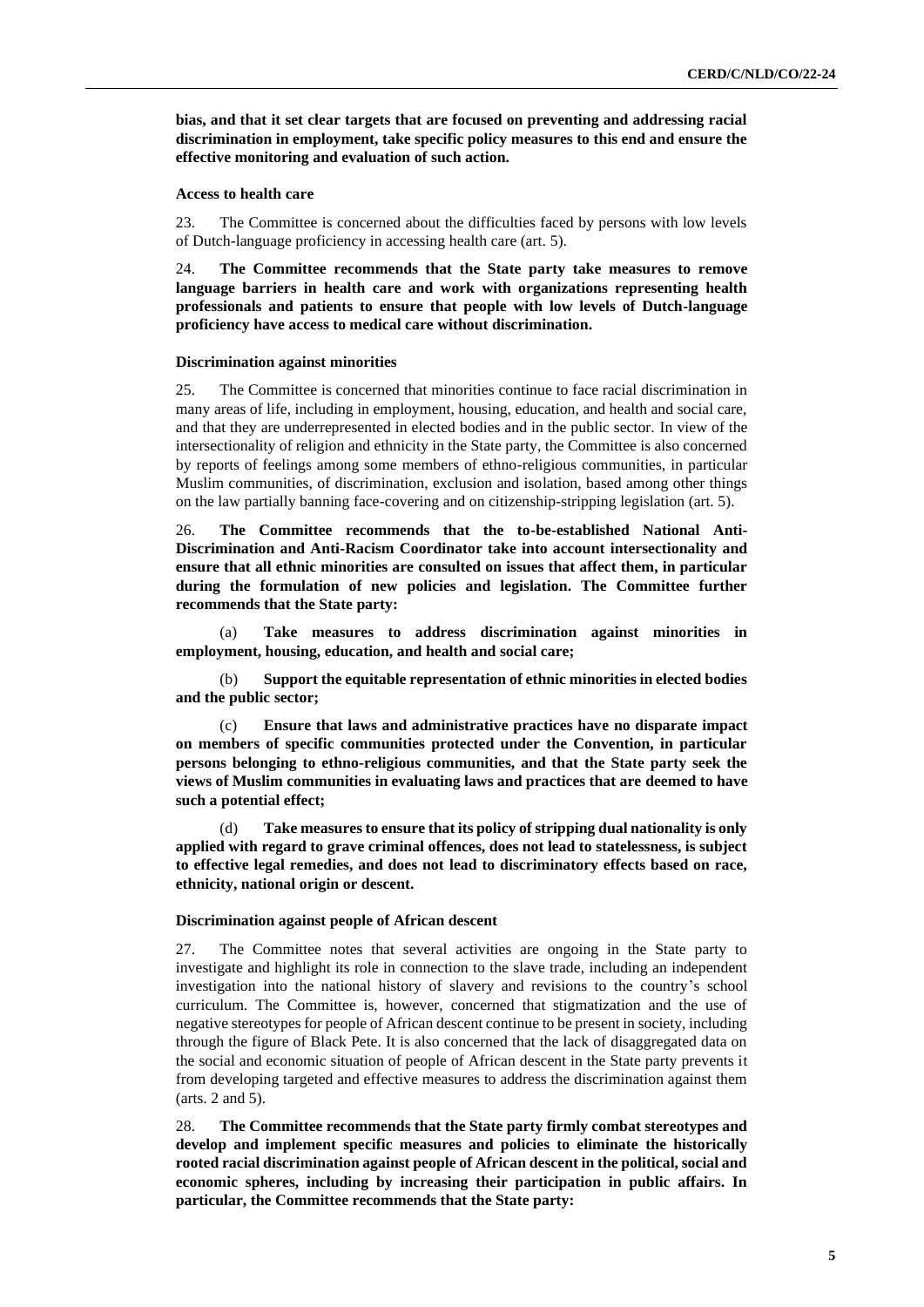**bias, and that it set clear targets that are focused on preventing and addressing racial discrimination in employment, take specific policy measures to this end and ensure the effective monitoring and evaluation of such action.**

### Access to health care

23. The Committee is concerned about the difficulties faced by persons with low levels of Dutch-language proficiency in accessing health care (art. 5).

24. **The Committee recommends that the State party take measures to remove language barriers in health care and work with organizations representing health professionals and patients to ensure that people with low levels of Dutch-language proficiency have access to medical care without discrimination.**

### Discrimination against minorities

25. The Committee is concerned that minorities continue to face racial discrimination in many areas of life, including in employment, housing, education, and health and social care, and that they are underrepresented in elected bodies and in the public sector. In view of the intersectionality of religion and ethnicity in the State party, the Committee is also concerned by reports of feelings among some members of ethno-religious communities, in particular Muslim communities, of discrimination, exclusion and isolation, based among other things on the law partially banning face-covering and on citizenship-stripping legislation (art. 5).

26. **The Committee recommends that the to-be-established National Anti-Discrimination and Anti-Racism Coordinator take into account intersectionality and ensure that all ethnic minorities are consulted on issues that affect them, in particular during the formulation of new policies and legislation. The Committee further recommends that the State party:**

(a) **Take measures to address discrimination against minorities in employment, housing, education, and health and social care;**

(b) **Support the equitable representation of ethnic minorities in elected bodies and the public sector;**

(c) **Ensure that laws and administrative practices have no disparate impact on members of specific communities protected under the Convention, in particular persons belonging to ethno-religious communities, and that the State party seek the views of Muslim communities in evaluating laws and practices that are deemed to have such a potential effect;**

(d) **Take measures to ensure that its policy of stripping dual nationality is only applied with regard to grave criminal offences, does not lead to statelessness, is subject to effective legal remedies, and does not lead to discriminatory effects based on race, ethnicity, national origin or descent.**

### Discrimination against people of African descent

27. The Committee notes that several activities are ongoing in the State party to investigate and highlight its role in connection to the slave trade, including an independent investigation into the national history of slavery and revisions to the country's school curriculum. The Committee is, however, concerned that stigmatization and the use of negative stereotypes for people of African descent continue to be present in society, including through the figure of Black Pete. It is also concerned that the lack of disaggregated data on the social and economic situation of people of African descent in the State party prevents it from developing targeted and effective measures to address the discrimination against them (arts. 2 and 5).

28. **The Committee recommends that the State party firmly combat stereotypes and develop and implement specific measures and policies to eliminate the historically rooted racial discrimination against people of African descent in the political, social and economic spheres, including by increasing their participation in public affairs. In particular, the Committee recommends that the State party:**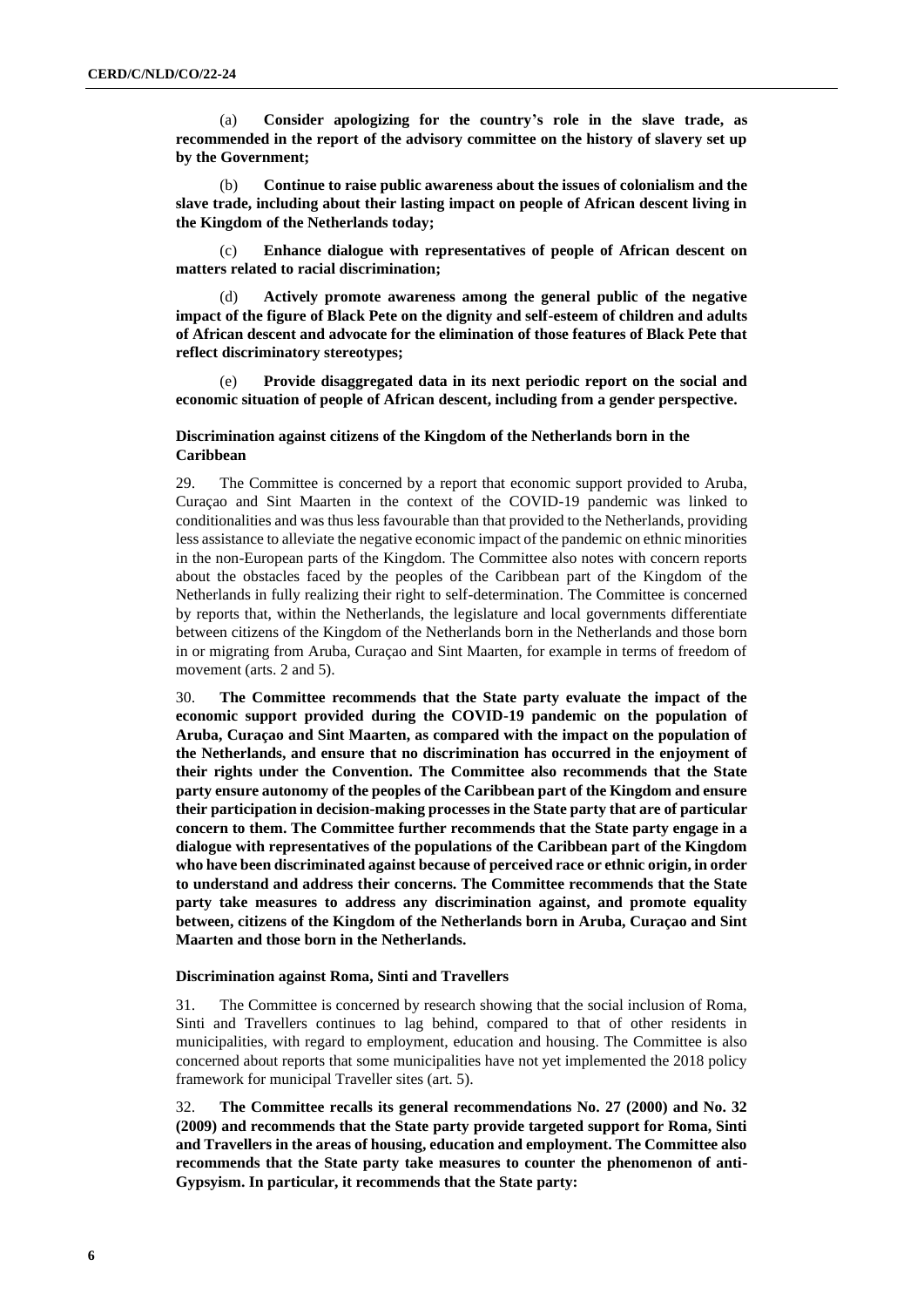(a) **Consider apologizing for the country's role in the slave trade, as recommended in the report of the advisory committee on the history of slavery set up by the Government;**

(b) **Continue to raise public awareness about the issues of colonialism and the slave trade, including about their lasting impact on people of African descent living in the Kingdom of the Netherlands today;**

(c) **Enhance dialogue with representatives of people of African descent on matters related to racial discrimination;**

(d) **Actively promote awareness among the general public of the negative impact of the figure of Black Pete on the dignity and self-esteem of children and adults of African descent and advocate for the elimination of those features of Black Pete that reflect discriminatory stereotypes;**

(e) **Provide disaggregated data in its next periodic report on the social and economic situation of people of African descent, including from a gender perspective.**

### Discrimination against citizens of the Kingdom of the Netherlands born in the Caribbean

29. The Committee is concerned by a report that economic support provided to Aruba, Curaçao and Sint Maarten in the context of the COVID-19 pandemic was linked to conditionalities and was thus less favourable than that provided to the Netherlands, providing less assistance to alleviate the negative economic impact of the pandemic on ethnic minorities in the non-European parts of the Kingdom. The Committee also notes with concern reports about the obstacles faced by the peoples of the Caribbean part of the Kingdom of the Netherlands in fully realizing their right to self-determination. The Committee is concerned by reports that, within the Netherlands, the legislature and local governments differentiate between citizens of the Kingdom of the Netherlands born in the Netherlands and those born in or migrating from Aruba, Curaçao and Sint Maarten, for example in terms of freedom of movement (arts. 2 and 5).

30. **The Committee recommends that the State party evaluate the impact of the economic support provided during the COVID-19 pandemic on the population of Aruba, Curaçao and Sint Maarten, as compared with the impact on the population of the Netherlands, and ensure that no discrimination has occurred in the enjoyment of their rights under the Convention. The Committee also recommends that the State party ensure autonomy of the peoples of the Caribbean part of the Kingdom and ensure their participation in decision-making processes in the State party that are of particular concern to them. The Committee further recommends that the State party engage in a dialogue with representatives of the populations of the Caribbean part of the Kingdom who have been discriminated against because of perceived race or ethnic origin, in order to understand and address their concerns. The Committee recommends that the State party take measures to address any discrimination against, and promote equality between, citizens of the Kingdom of the Netherlands born in Aruba, Curaçao and Sint Maarten and those born in the Netherlands.**

### Discrimination against Roma, Sinti and Travellers

31. The Committee is concerned by research showing that the social inclusion of Roma, Sinti and Travellers continues to lag behind, compared to that of other residents in municipalities, with regard to employment, education and housing. The Committee is also concerned about reports that some municipalities have not yet implemented the 2018 policy framework for municipal Traveller sites (art. 5).

32. **The Committee recalls its general recommendations No. 27 (2000) and No. 32 (2009) and recommends that the State party provide targeted support for Roma, Sinti and Travellers in the areas of housing, education and employment. The Committee also recommends that the State party take measures to counter the phenomenon of anti-Gypsyism. In particular, it recommends that the State party:**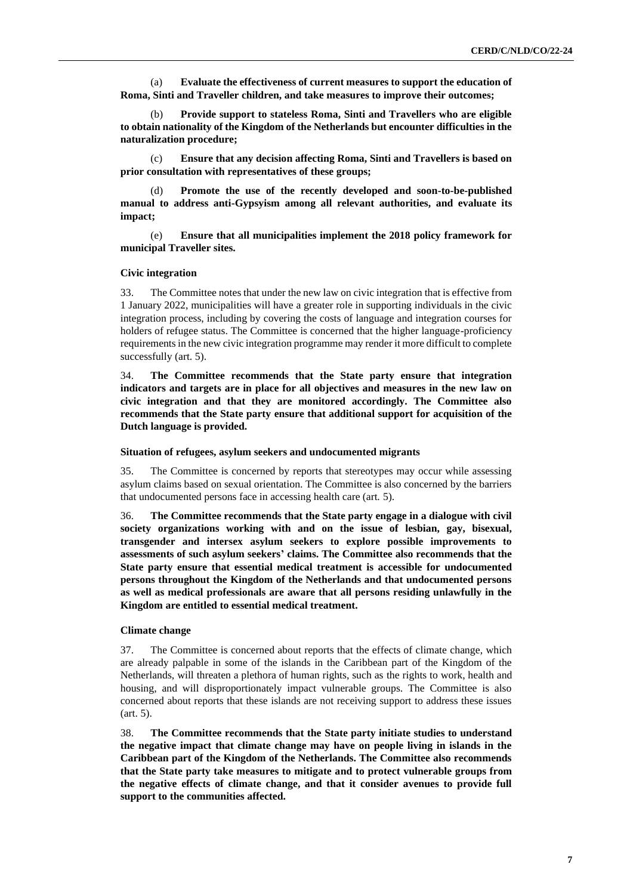(a) **Evaluate the effectiveness of current measures to support the education of Roma, Sinti and Traveller children, and take measures to improve their outcomes;**

(b) **Provide support to stateless Roma, Sinti and Travellers who are eligible to obtain nationality of the Kingdom of the Netherlands but encounter difficulties in the naturalization procedure;**

(c) **Ensure that any decision affecting Roma, Sinti and Travellers is based on prior consultation with representatives of these groups;**

(d) **Promote the use of the recently developed and soon-to-be-published manual to address anti-Gypsyism among all relevant authorities, and evaluate its impact;**

(e) **Ensure that all municipalities implement the 2018 policy framework for municipal Traveller sites.**

#### Civic integration

33. The Committee notes that under the new law on civic integration that is effective from 1 January 2022, municipalities will have a greater role in supporting individuals in the civic integration process, including by covering the costs of language and integration courses for holders of refugee status. The Committee is concerned that the higher language-proficiency requirements in the new civic integration programme may render it more difficult to complete successfully (art. 5).

34. **The Committee recommends that the State party ensure that integration indicators and targets are in place for all objectives and measures in the new law on civic integration and that they are monitored accordingly. The Committee also recommends that the State party ensure that additional support for acquisition of the Dutch language is provided.**

#### Situation of refugees, asylum seekers and undocumented migrants

35. The Committee is concerned by reports that stereotypes may occur while assessing asylum claims based on sexual orientation. The Committee is also concerned by the barriers that undocumented persons face in accessing health care (art. 5).

36. **The Committee recommends that the State party engage in a dialogue with civil society organizations working with and on the issue of lesbian, gay, bisexual, transgender and intersex asylum seekers to explore possible improvements to assessments of such asylum seekers' claims. The Committee also recommends that the State party ensure that essential medical treatment is accessible for undocumented persons throughout the Kingdom of the Netherlands and that undocumented persons as well as medical professionals are aware that all persons residing unlawfully in the Kingdom are entitled to essential medical treatment.**

#### Climate change

37. The Committee is concerned about reports that the effects of climate change, which are already palpable in some of the islands in the Caribbean part of the Kingdom of the Netherlands, will threaten a plethora of human rights, such as the rights to work, health and housing, and will disproportionately impact vulnerable groups. The Committee is also concerned about reports that these islands are not receiving support to address these issues (art. 5).

38. **The Committee recommends that the State party initiate studies to understand the negative impact that climate change may have on people living in islands in the Caribbean part of the Kingdom of the Netherlands. The Committee also recommends that the State party take measures to mitigate and to protect vulnerable groups from the negative effects of climate change, and that it consider avenues to provide full support to the communities affected.**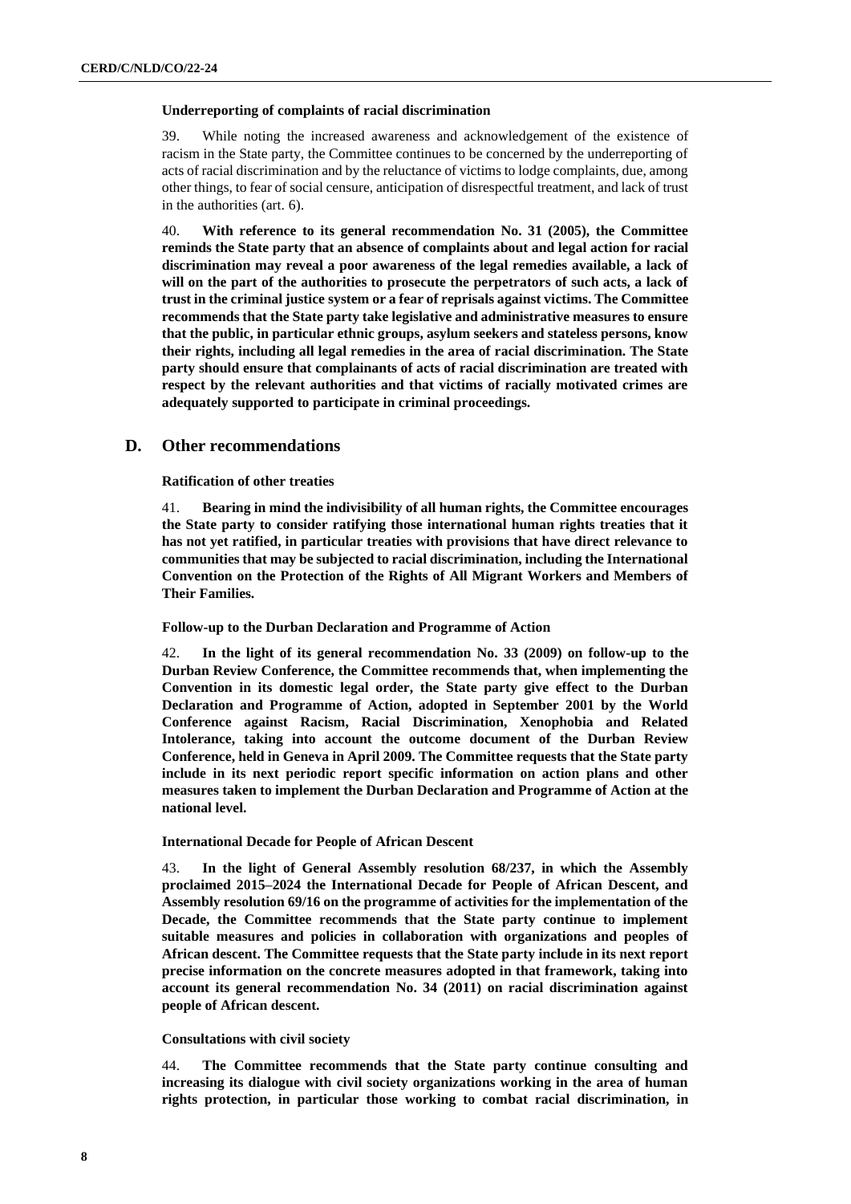**Underreporting of complaints of racial discrimination**

39. While noting the increased awareness and acknowledgement of the existence of racism in the State party, the Committee continues to be concerned by the underreporting of acts of racial discrimination and by the reluctance of victims to lodge complaints, due, among other things, to fear of social censure, anticipation of disrespectful treatment, and lack of trust in the authorities (art. 6).

40. **With reference to its general recommendation No. 31 (2005), the Committee reminds the State party that an absence of complaints about and legal action for racial discrimination may reveal a poor awareness of the legal remedies available, a lack of will on the part of the authorities to prosecute the perpetrators of such acts, a lack of trust in the criminal justice system or a fear of reprisals against victims. The Committee recommends that the State party take legislative and administrative measures to ensure that the public, in particular ethnic groups, asylum seekers and stateless persons, know their rights, including all legal remedies in the area of racial discrimination. The State party should ensure that complainants of acts of racial discrimination are treated with respect by the relevant authorities and that victims of racially motivated crimes are adequately supported to participate in criminal proceedings.**

## D. Other recommendations

**Ratification of other treaties**

41. **Bearing in mind the indivisibility of all human rights, the Committee encourages the State party to consider ratifying those international human rights treaties that it has not yet ratified, in particular treaties with provisions that have direct relevance to communities that may be subjected to racial discrimination, including the International Convention on the Protection of the Rights of All Migrant Workers and Members of Their Families.**

**Follow-up to the Durban Declaration and Programme of Action**

42. **In the light of its general recommendation No. 33 (2009) on follow-up to the Durban Review Conference, the Committee recommends that, when implementing the Convention in its domestic legal order, the State party give effect to the Durban Declaration and Programme of Action, adopted in September 2001 by the World Conference against Racism, Racial Discrimination, Xenophobia and Related Intolerance, taking into account the outcome document of the Durban Review Conference, held in Geneva in April 2009. The Committee requests that the State party include in its next periodic report specific information on action plans and other measures taken to implement the Durban Declaration and Programme of Action at the national level.**

**International Decade for People of African Descent**

43. **In the light of General Assembly resolution 68/237, in which the Assembly proclaimed 2015–2024 the International Decade for People of African Descent, and Assembly resolution 69/16 on the programme of activities for the implementation of the Decade, the Committee recommends that the State party continue to implement suitable measures and policies in collaboration with organizations and peoples of African descent. The Committee requests that the State party include in its next report precise information on the concrete measures adopted in that framework, taking into account its general recommendation No. 34 (2011) on racial discrimination against people of African descent.**

**Consultations with civil society**

44. **The Committee recommends that the State party continue consulting and increasing its dialogue with civil society organizations working in the area of human rights protection, in particular those working to combat racial discrimination, in**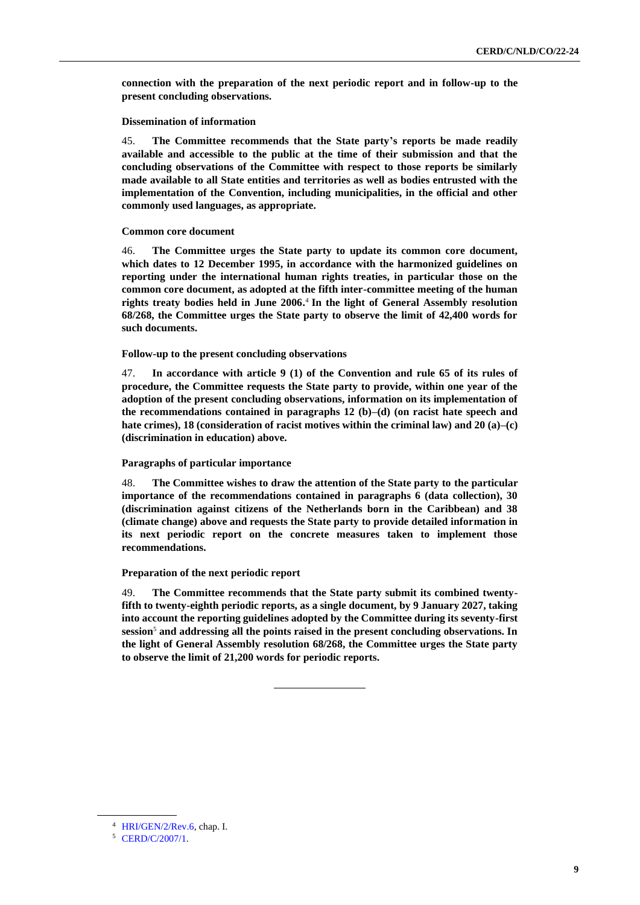**connection with the preparation of the next periodic report and in follow-up to the present concluding observations.**

### Dissemination of information

45. **The Committee recommends that the State party's reports be made readily available and accessible to the public at the time of their submission and that the concluding observations of the Committee with respect to those reports be similarly made available to all State entities and territories as well as bodies entrusted with the implementation of the Convention, including municipalities, in the official and other commonly used languages, as appropriate.**

### Common core document

46. **The Committee urges the State party to update its common core document, which dates to 12 December 1995, in accordance with the harmonized guidelines on reporting under the international human rights treaties, in particular those on the common core document, as adopted at the fifth inter-committee meeting of the human rights treaty bodies held in June 2006.**[4] **In the light of General Assembly resolution 68/268, the Committee urges the State party to observe the limit of 42,400 words for such documents.**

### Follow-up to the present concluding observations

47. **In accordance with article 9 (1) of the Convention and rule 65 of its rules of procedure, the Committee requests the State party to provide, within one year of the adoption of the present concluding observations, information on its implementation of the recommendations contained in paragraphs 12 (b)–(d) (on racist hate speech and hate crimes), 18 (consideration of racist motives within the criminal law) and 20 (a)–(c) (discrimination in education) above.**

### Paragraphs of particular importance

48. **The Committee wishes to draw the attention of the State party to the particular importance of the recommendations contained in paragraphs 6 (data collection), 30 (discrimination against citizens of the Netherlands born in the Caribbean) and 38 (climate change) above and requests the State party to provide detailed information in its next periodic report on the concrete measures taken to implement those recommendations.**

### Preparation of the next periodic report

49. **The Committee recommends that the State party submit its combined twenty-fifth to twenty-eighth periodic reports, as a single document, by 9 January 2027, taking into account the reporting guidelines adopted by the Committee during its seventy-first session**[5] **and addressing all the points raised in the present concluding observations. In the light of General Assembly resolution 68/268, the Committee urges the State party to observe the limit of 21,200 words for periodic reports.**

---

[4] HRI/GEN/2/Rev.6, chap. I.

[5] CERD/C/2007/1.